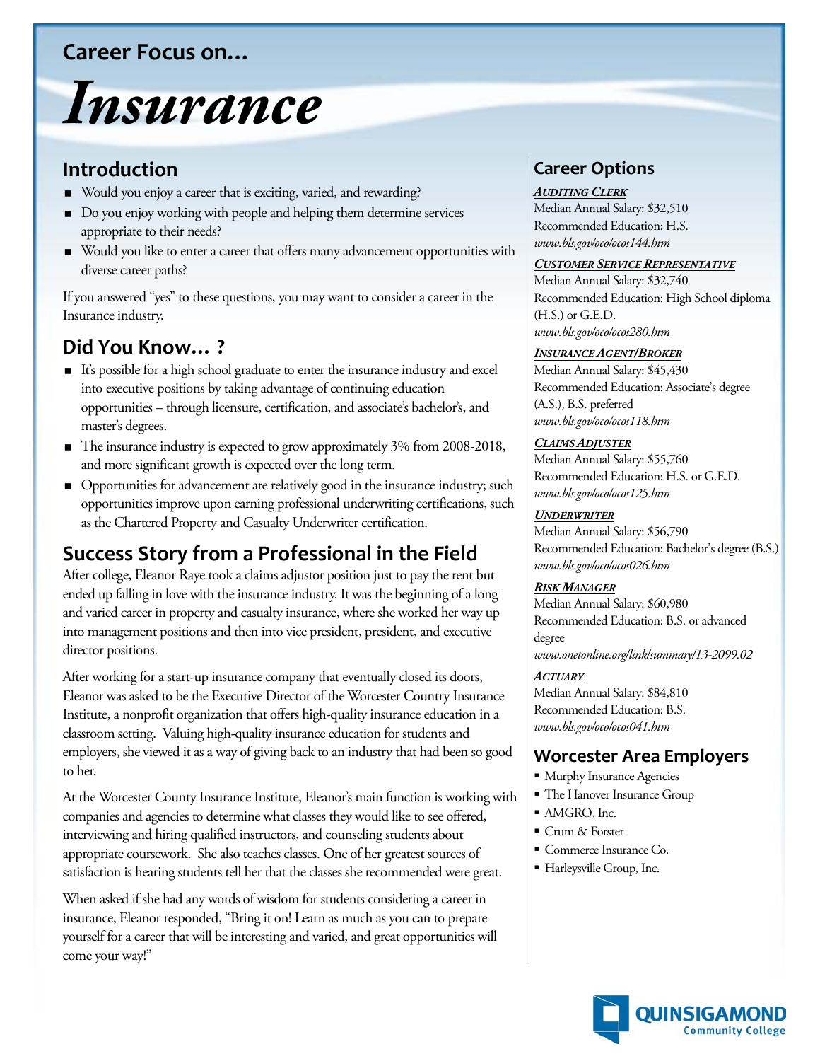Career Focus on...

# Insurance

## Introduction

- Would you enjoy a career that is exciting, varied, and rewarding?
- Do you enjoy working with people and helping them determine services appropriate to their needs?
- Would you like to enter a career that offers many advancement opportunities with diverse career paths?

If you answered "yes" to these questions, you may want to consider a career in the Insurance industry.

## Did You Know... ?

- It's possible for a high school graduate to enter the insurance industry and excel into executive positions by taking advantage of continuing education opportunities – through licensure, certification, and associate's bachelor's, and master's degrees.
- The insurance industry is expected to grow approximately 3% from 2008-2018, and more significant growth is expected over the long term.
- Opportunities for advancement are relatively good in the insurance industry; such opportunities improve upon earning professional underwriting certifications, such as the Chartered Property and Casualty Underwriter certification.

## Success Story from a Professional in the Field

After college, Eleanor Raye took a claims adjustor position just to pay the rent but ended up falling in love with the insurance industry. It was the beginning of a long and varied career in property and casualty insurance, where she worked her way up into management positions and then into vice president, president, and executive director positions.

After working for a start-up insurance company that eventually closed its doors, Eleanor was asked to be the Executive Director of the Worcester Country Insurance Institute, a nonprofit organization that offers high-quality insurance education in a classroom setting. Valuing high-quality insurance education for students and employers, she viewed it as a way of giving back to an industry that had been so good to her.

At the Worcester County Insurance Institute, Eleanor's main function is working with companies and agencies to determine what classes they would like to see offered, interviewing and hiring qualified instructors, and counseling students about appropriate coursework. She also teaches classes. One of her greatest sources of satisfaction is hearing students tell her that the classes she recommended were great.

When asked if she had any words of wisdom for students considering a career in insurance, Eleanor responded, "Bring it on! Learn as much as you can to prepare yourself for a career that will be interesting and varied, and great opportunities will come your way!"

## Career Options

***Auditing Clerk***
Median Annual Salary: $32,510
Recommended Education: H.S.
*www.bls.gov/oco/ocos144.htm*

***Customer Service Representative***
Median Annual Salary: $32,740
Recommended Education: High School diploma (H.S.) or G.E.D.
*www.bls.gov/oco/ocos280.htm*

***Insurance Agent/Broker***
Median Annual Salary: $45,430
Recommended Education: Associate's degree (A.S.), B.S. preferred
*www.bls.gov/oco/ocos118.htm*

***Claims Adjuster***
Median Annual Salary: $55,760
Recommended Education: H.S. or G.E.D.
*www.bls.gov/oco/ocos125.htm*

***Underwriter***
Median Annual Salary: $56,790
Recommended Education: Bachelor's degree (B.S.)
*www.bls.gov/oco/ocos026.htm*

***Risk Manager***
Median Annual Salary: $60,980
Recommended Education: B.S. or advanced degree
*www.onetonline.org/link/summary/13-2099.02*

***Actuary***
Median Annual Salary: $84,810
Recommended Education: B.S.
*www.bls.gov/oco/ocos041.htm*

## Worcester Area Employers

- Murphy Insurance Agencies
- The Hanover Insurance Group
- AMGRO, Inc.
- Crum & Forster
- Commerce Insurance Co.
- Harleysville Group, Inc.

QUINSIGAMOND Community College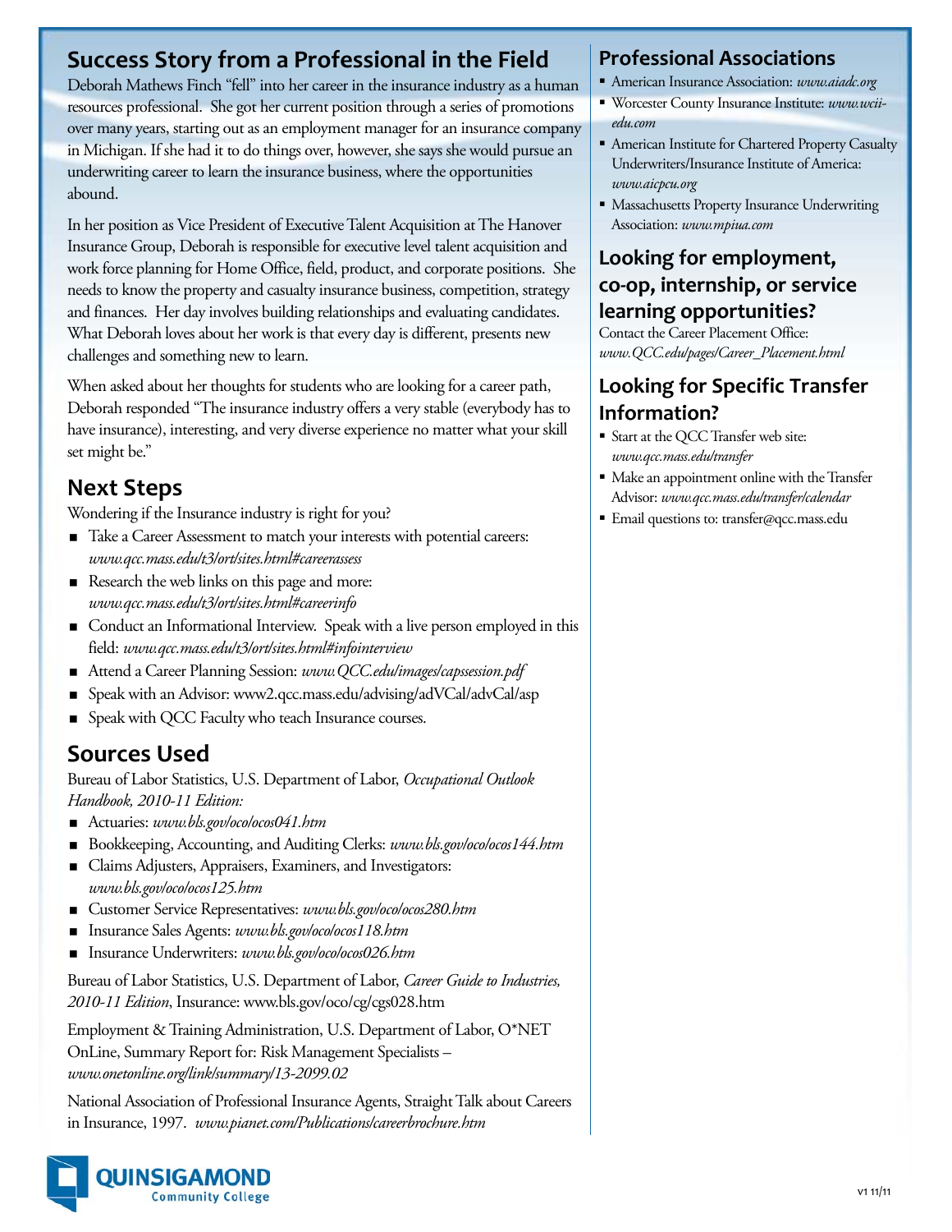## Success Story from a Professional in the Field

Deborah Mathews Finch "fell" into her career in the insurance industry as a human resources professional. She got her current position through a series of promotions over many years, starting out as an employment manager for an insurance company in Michigan. If she had it to do things over, however, she says she would pursue an underwriting career to learn the insurance business, where the opportunities abound.

In her position as Vice President of Executive Talent Acquisition at The Hanover Insurance Group, Deborah is responsible for executive level talent acquisition and work force planning for Home Office, field, product, and corporate positions. She needs to know the property and casualty insurance business, competition, strategy and finances. Her day involves building relationships and evaluating candidates. What Deborah loves about her work is that every day is different, presents new challenges and something new to learn.

When asked about her thoughts for students who are looking for a career path, Deborah responded "The insurance industry offers a very stable (everybody has to have insurance), interesting, and very diverse experience no matter what your skill set might be."

## Next Steps

Wondering if the Insurance industry is right for you?

- Take a Career Assessment to match your interests with potential careers: *www.qcc.mass.edu/t3/ort/sites.html#careerassess*
- Research the web links on this page and more: *www.qcc.mass.edu/t3/ort/sites.html#careerinfo*
- Conduct an Informational Interview. Speak with a live person employed in this field: *www.qcc.mass.edu/t3/ort/sites.html#infointerview*
- Attend a Career Planning Session: *www.QCC.edu/images/capssession.pdf*
- Speak with an Advisor: www2.qcc.mass.edu/advising/adVCal/advCal/asp
- Speak with QCC Faculty who teach Insurance courses.

## Sources Used

Bureau of Labor Statistics, U.S. Department of Labor, *Occupational Outlook Handbook, 2010-11 Edition:*

- Actuaries: *www.bls.gov/oco/ocos041.htm*
- Bookkeeping, Accounting, and Auditing Clerks: *www.bls.gov/oco/ocos144.htm*
- Claims Adjusters, Appraisers, Examiners, and Investigators: *www.bls.gov/oco/ocos125.htm*
- Customer Service Representatives: *www.bls.gov/oco/ocos280.htm*
- Insurance Sales Agents: *www.bls.gov/oco/ocos118.htm*
- Insurance Underwriters: *www.bls.gov/oco/ocos026.htm*

Bureau of Labor Statistics, U.S. Department of Labor, *Career Guide to Industries, 2010-11 Edition*, Insurance: www.bls.gov/oco/cg/cgs028.htm

Employment & Training Administration, U.S. Department of Labor, O*NET OnLine, Summary Report for: Risk Management Specialists – *www.onetonline.org/link/summary/13-2099.02*

National Association of Professional Insurance Agents, Straight Talk about Careers in Insurance, 1997. *www.pianet.com/Publications/careerbrochure.htm*

## Professional Associations

- American Insurance Association: *www.aiadc.org*
- Worcester County Insurance Institute: *www.wcii-edu.com*
- American Institute for Chartered Property Casualty Underwriters/Insurance Institute of America: *www.aicpcu.org*
- Massachusetts Property Insurance Underwriting Association: *www.mpiua.com*

## Looking for employment, co-op, internship, or service learning opportunities?

Contact the Career Placement Office: *www.QCC.edu/pages/Career_Placement.html*

## Looking for Specific Transfer Information?

- Start at the QCC Transfer web site: *www.qcc.mass.edu/transfer*
- Make an appointment online with the Transfer Advisor: *www.qcc.mass.edu/transfer/calendar*
- Email questions to: transfer@qcc.mass.edu

QUINSIGAMOND Community College

v1 11/11